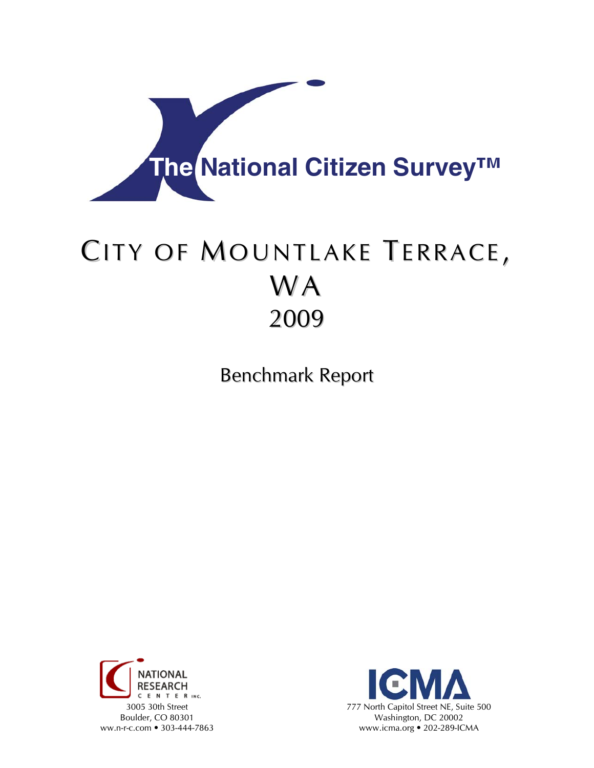The National Citizen Survey™

# CITY OF MOUNTLAKE TERRACE, WA
# 2009

## Benchmark Report

NATIONAL RESEARCH CENTER INC.
3005 30th Street
Boulder, CO 80301
ww.n-r-c.com • 303-444-7863

ICMA
777 North Capitol Street NE, Suite 500
Washington, DC 20002
www.icma.org • 202-289-ICMA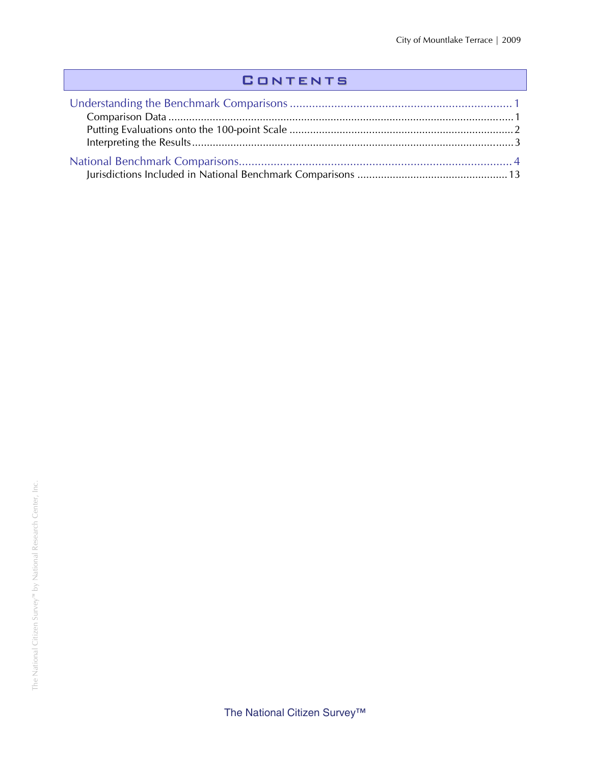# Contents

Understanding the Benchmark Comparisons ..................................................................... 1

- Comparison Data ..................................................................................................... 1
- Putting Evaluations onto the 100-point Scale ........................................................... 2
- Interpreting the Results ............................................................................................ 3

National Benchmark Comparisons..................................................................................... 4

- Jurisdictions Included in National Benchmark Comparisons .................................................. 13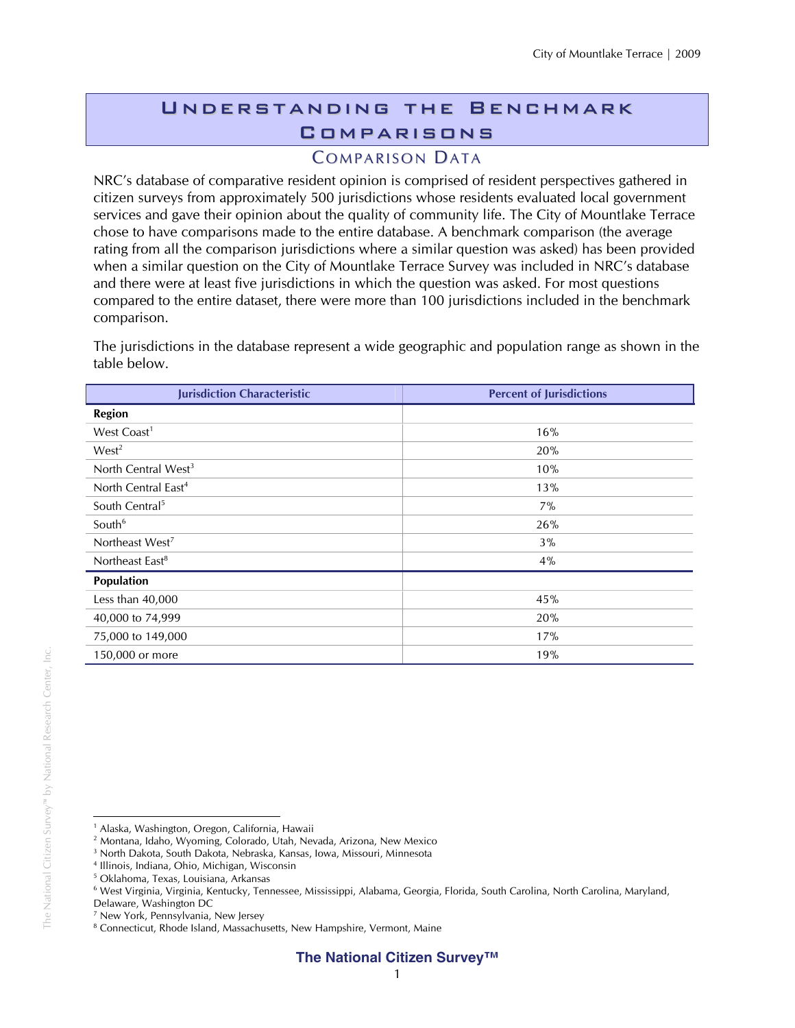# Understanding the Benchmark Comparisons

## Comparison Data

NRC's database of comparative resident opinion is comprised of resident perspectives gathered in citizen surveys from approximately 500 jurisdictions whose residents evaluated local government services and gave their opinion about the quality of community life. The City of Mountlake Terrace chose to have comparisons made to the entire database. A benchmark comparison (the average rating from all the comparison jurisdictions where a similar question was asked) has been provided when a similar question on the City of Mountlake Terrace Survey was included in NRC's database and there were at least five jurisdictions in which the question was asked. For most questions compared to the entire dataset, there were more than 100 jurisdictions included in the benchmark comparison.

The jurisdictions in the database represent a wide geographic and population range as shown in the table below.

| Jurisdiction Characteristic | Percent of Jurisdictions |
|---|---|
| **Region** | |
| West Coast[1] | 16% |
| West[2] | 20% |
| North Central West[3] | 10% |
| North Central East[4] | 13% |
| South Central[5] | 7% |
| South[6] | 26% |
| Northeast West[7] | 3% |
| Northeast East[8] | 4% |
| **Population** | |
| Less than 40,000 | 45% |
| 40,000 to 74,999 | 20% |
| 75,000 to 149,000 | 17% |
| 150,000 or more | 19% |

[1] Alaska, Washington, Oregon, California, Hawaii
[2] Montana, Idaho, Wyoming, Colorado, Utah, Nevada, Arizona, New Mexico
[3] North Dakota, South Dakota, Nebraska, Kansas, Iowa, Missouri, Minnesota
[4] Illinois, Indiana, Ohio, Michigan, Wisconsin
[5] Oklahoma, Texas, Louisiana, Arkansas
[6] West Virginia, Virginia, Kentucky, Tennessee, Mississippi, Alabama, Georgia, Florida, South Carolina, North Carolina, Maryland, Delaware, Washington DC
[7] New York, Pennsylvania, New Jersey
[8] Connecticut, Rhode Island, Massachusetts, New Hampshire, Vermont, Maine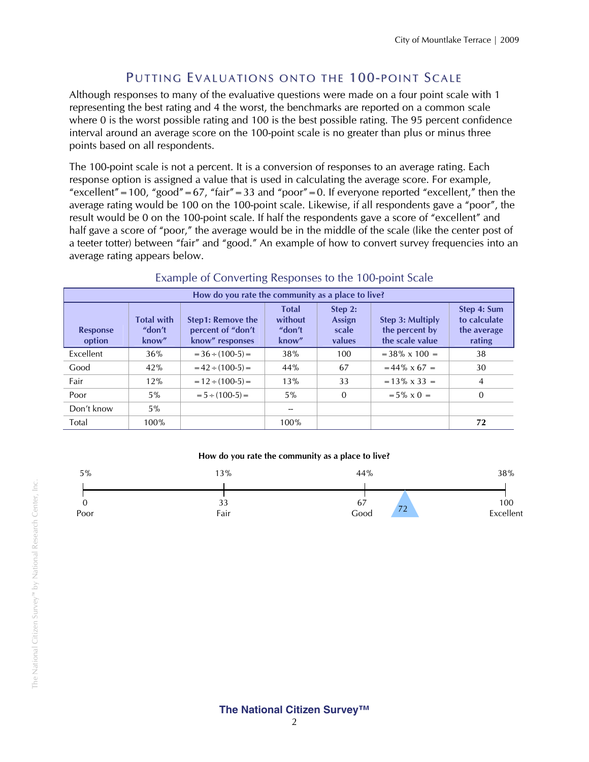## PUTTING EVALUATIONS ONTO THE 100-POINT SCALE

Although responses to many of the evaluative questions were made on a four point scale with 1 representing the best rating and 4 the worst, the benchmarks are reported on a common scale where 0 is the worst possible rating and 100 is the best possible rating. The 95 percent confidence interval around an average score on the 100-point scale is no greater than plus or minus three points based on all respondents.

The 100-point scale is not a percent. It is a conversion of responses to an average rating. Each response option is assigned a value that is used in calculating the average score. For example, "excellent" = 100, "good" = 67, "fair" = 33 and "poor" = 0. If everyone reported "excellent," then the average rating would be 100 on the 100-point scale. Likewise, if all respondents gave a "poor", the result would be 0 on the 100-point scale. If half the respondents gave a score of "excellent" and half gave a score of "poor," the average would be in the middle of the scale (like the center post of a teeter totter) between "fair" and "good." An example of how to convert survey frequencies into an average rating appears below.

### Example of Converting Responses to the 100-point Scale

| How do you rate the community as a place to live? | | | | | | |
|---|---|---|---|---|---|---|
| **Response option** | **Total with "don't know"** | **Step1: Remove the percent of "don't know" responses** | **Total without "don't know"** | **Step 2: Assign scale values** | **Step 3: Multiply the percent by the scale value** | **Step 4: Sum to calculate the average rating** |
| Excellent | 36% | = 36 ÷ (100-5) = | 38% | 100 | = 38% x 100 = | 38 |
| Good | 42% | = 42 ÷ (100-5) = | 44% | 67 | = 44% x 67 = | 30 |
| Fair | 12% | = 12 ÷ (100-5) = | 13% | 33 | = 13% x 33 = | 4 |
| Poor | 5% | = 5 ÷ (100-5) = | 5% | 0 | = 5% x 0 = | 0 |
| Don't know | 5% | | -- | | | |
| Total | 100% | | 100% | | | **72** |

**How do you rate the community as a place to live?**

| | Poor | Fair | Good | | Excellent |
|---|---|---|---|---|---|
| Percent | 5% | 13% | 44% | | 38% |
| Scale value | 0 | 33 | 67 | 72 | 100 |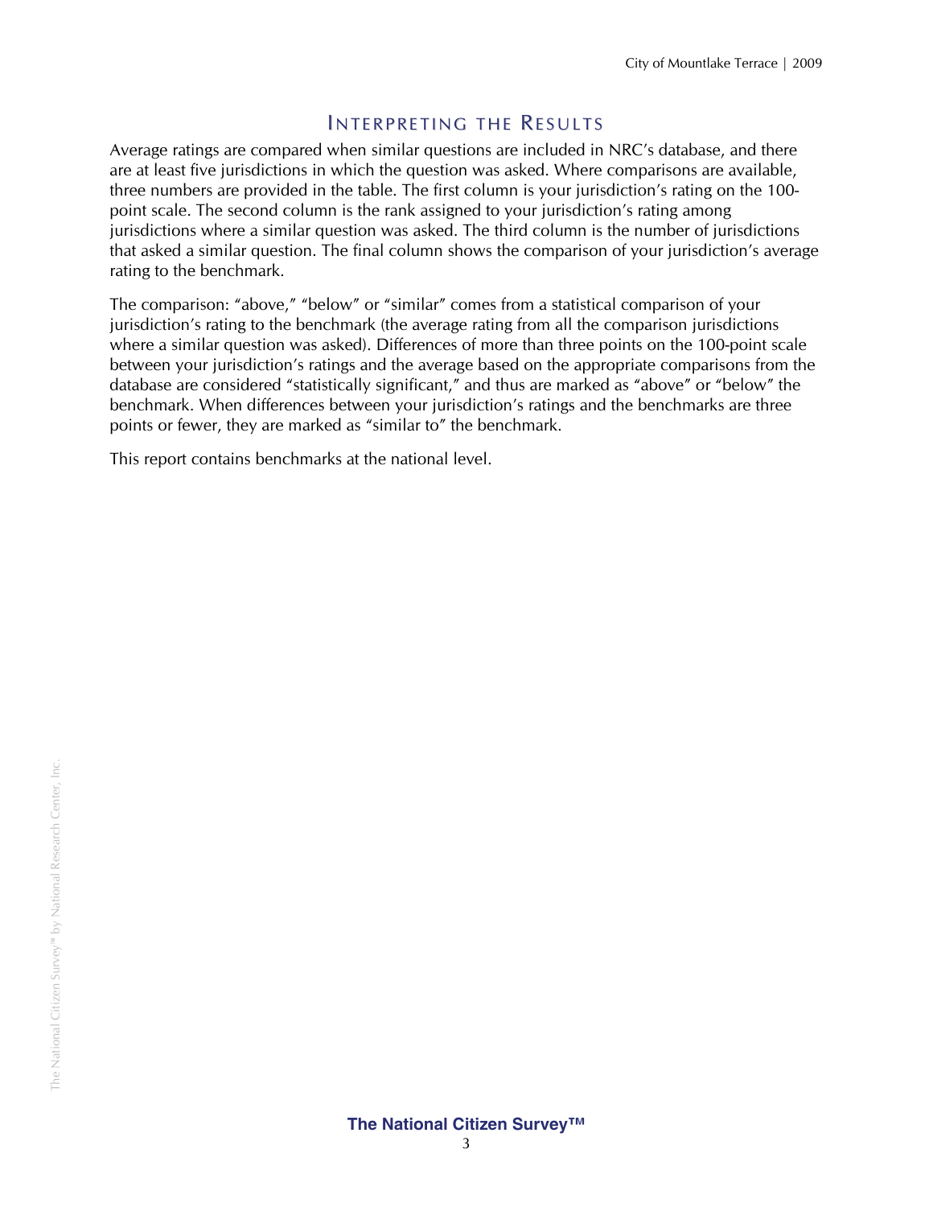## Interpreting the Results

Average ratings are compared when similar questions are included in NRC's database, and there are at least five jurisdictions in which the question was asked. Where comparisons are available, three numbers are provided in the table. The first column is your jurisdiction's rating on the 100-point scale. The second column is the rank assigned to your jurisdiction's rating among jurisdictions where a similar question was asked. The third column is the number of jurisdictions that asked a similar question. The final column shows the comparison of your jurisdiction's average rating to the benchmark.

The comparison: "above," "below" or "similar" comes from a statistical comparison of your jurisdiction's rating to the benchmark (the average rating from all the comparison jurisdictions where a similar question was asked). Differences of more than three points on the 100-point scale between your jurisdiction's ratings and the average based on the appropriate comparisons from the database are considered "statistically significant," and thus are marked as "above" or "below" the benchmark. When differences between your jurisdiction's ratings and the benchmarks are three points or fewer, they are marked as "similar to" the benchmark.

This report contains benchmarks at the national level.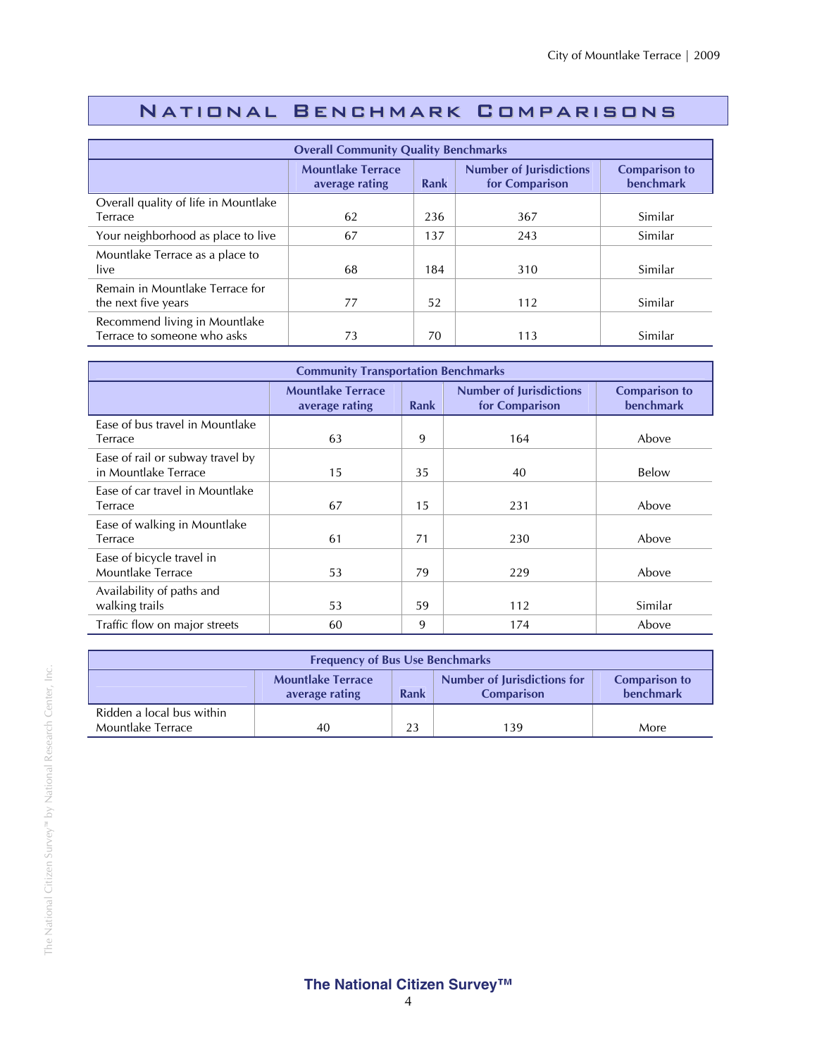# National Benchmark Comparisons

| Overall Community Quality Benchmarks | | | | |
|---|---|---|---|---|
| | Mountlake Terrace average rating | Rank | Number of Jurisdictions for Comparison | Comparison to benchmark |
| Overall quality of life in Mountlake Terrace | 62 | 236 | 367 | Similar |
| Your neighborhood as place to live | 67 | 137 | 243 | Similar |
| Mountlake Terrace as a place to live | 68 | 184 | 310 | Similar |
| Remain in Mountlake Terrace for the next five years | 77 | 52 | 112 | Similar |
| Recommend living in Mountlake Terrace to someone who asks | 73 | 70 | 113 | Similar |

| Community Transportation Benchmarks | | | | |
|---|---|---|---|---|
| | Mountlake Terrace average rating | Rank | Number of Jurisdictions for Comparison | Comparison to benchmark |
| Ease of bus travel in Mountlake Terrace | 63 | 9 | 164 | Above |
| Ease of rail or subway travel by in Mountlake Terrace | 15 | 35 | 40 | Below |
| Ease of car travel in Mountlake Terrace | 67 | 15 | 231 | Above |
| Ease of walking in Mountlake Terrace | 61 | 71 | 230 | Above |
| Ease of bicycle travel in Mountlake Terrace | 53 | 79 | 229 | Above |
| Availability of paths and walking trails | 53 | 59 | 112 | Similar |
| Traffic flow on major streets | 60 | 9 | 174 | Above |

| Frequency of Bus Use Benchmarks | | | | |
|---|---|---|---|---|
| | Mountlake Terrace average rating | Rank | Number of Jurisdictions for Comparison | Comparison to benchmark |
| Ridden a local bus within Mountlake Terrace | 40 | 23 | 139 | More |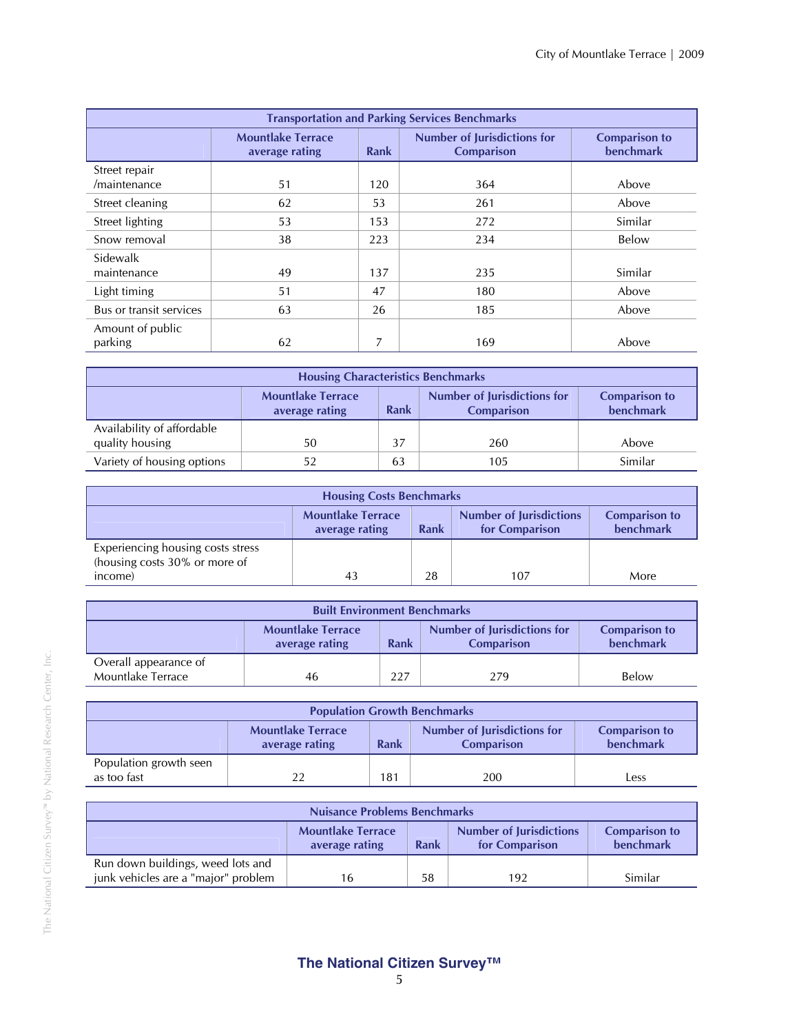| Transportation and Parking Services Benchmarks | | | | |
|---|---|---|---|---|
| | Mountlake Terrace average rating | Rank | Number of Jurisdictions for Comparison | Comparison to benchmark |
| Street repair /maintenance | 51 | 120 | 364 | Above |
| Street cleaning | 62 | 53 | 261 | Above |
| Street lighting | 53 | 153 | 272 | Similar |
| Snow removal | 38 | 223 | 234 | Below |
| Sidewalk maintenance | 49 | 137 | 235 | Similar |
| Light timing | 51 | 47 | 180 | Above |
| Bus or transit services | 63 | 26 | 185 | Above |
| Amount of public parking | 62 | 7 | 169 | Above |

| Housing Characteristics Benchmarks | | | | |
|---|---|---|---|---|
| | Mountlake Terrace average rating | Rank | Number of Jurisdictions for Comparison | Comparison to benchmark |
| Availability of affordable quality housing | 50 | 37 | 260 | Above |
| Variety of housing options | 52 | 63 | 105 | Similar |

| Housing Costs Benchmarks | | | | |
|---|---|---|---|---|
| | Mountlake Terrace average rating | Rank | Number of Jurisdictions for Comparison | Comparison to benchmark |
| Experiencing housing costs stress (housing costs 30% or more of income) | 43 | 28 | 107 | More |

| Built Environment Benchmarks | | | | |
|---|---|---|---|---|
| | Mountlake Terrace average rating | Rank | Number of Jurisdictions for Comparison | Comparison to benchmark |
| Overall appearance of Mountlake Terrace | 46 | 227 | 279 | Below |

| Population Growth Benchmarks | | | | |
|---|---|---|---|---|
| | Mountlake Terrace average rating | Rank | Number of Jurisdictions for Comparison | Comparison to benchmark |
| Population growth seen as too fast | 22 | 181 | 200 | Less |

| Nuisance Problems Benchmarks | | | | |
|---|---|---|---|---|
| | Mountlake Terrace average rating | Rank | Number of Jurisdictions for Comparison | Comparison to benchmark |
| Run down buildings, weed lots and junk vehicles are a "major" problem | 16 | 58 | 192 | Similar |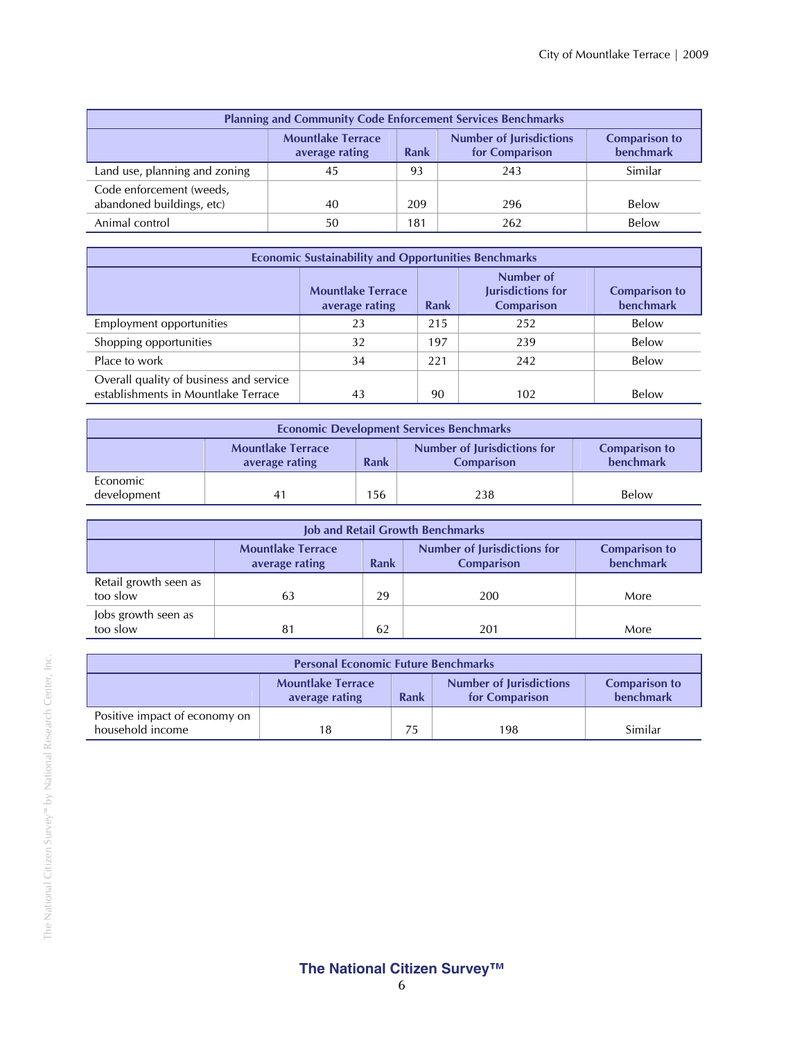| Planning and Community Code Enforcement Services Benchmarks | | | | |
|---|---|---|---|---|
| | Mountlake Terrace average rating | Rank | Number of Jurisdictions for Comparison | Comparison to benchmark |
| Land use, planning and zoning | 45 | 93 | 243 | Similar |
| Code enforcement (weeds, abandoned buildings, etc) | 40 | 209 | 296 | Below |
| Animal control | 50 | 181 | 262 | Below |

| Economic Sustainability and Opportunities Benchmarks | | | | |
|---|---|---|---|---|
| | Mountlake Terrace average rating | Rank | Number of Jurisdictions for Comparison | Comparison to benchmark |
| Employment opportunities | 23 | 215 | 252 | Below |
| Shopping opportunities | 32 | 197 | 239 | Below |
| Place to work | 34 | 221 | 242 | Below |
| Overall quality of business and service establishments in Mountlake Terrace | 43 | 90 | 102 | Below |

| Economic Development Services Benchmarks | | | | |
|---|---|---|---|---|
| | Mountlake Terrace average rating | Rank | Number of Jurisdictions for Comparison | Comparison to benchmark |
| Economic development | 41 | 156 | 238 | Below |

| Job and Retail Growth Benchmarks | | | | |
|---|---|---|---|---|
| | Mountlake Terrace average rating | Rank | Number of Jurisdictions for Comparison | Comparison to benchmark |
| Retail growth seen as too slow | 63 | 29 | 200 | More |
| Jobs growth seen as too slow | 81 | 62 | 201 | More |

| Personal Economic Future Benchmarks | | | | |
|---|---|---|---|---|
| | Mountlake Terrace average rating | Rank | Number of Jurisdictions for Comparison | Comparison to benchmark |
| Positive impact of economy on household income | 18 | 75 | 198 | Similar |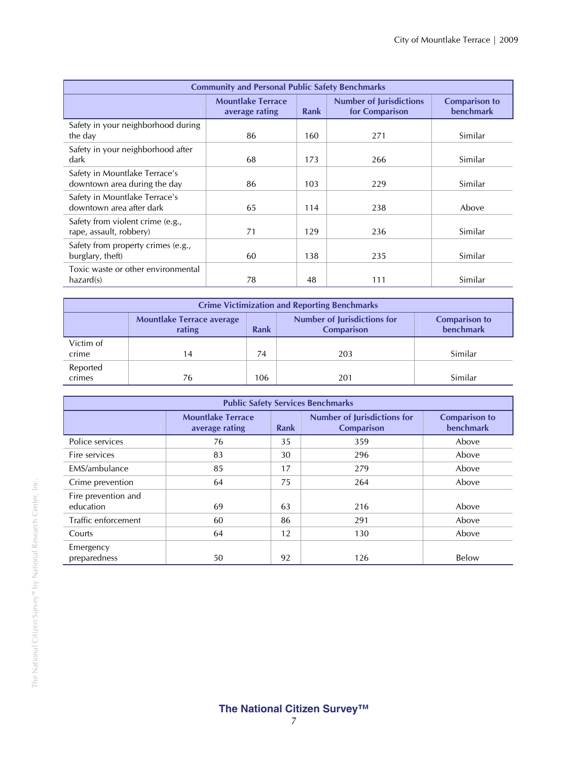| Community and Personal Public Safety Benchmarks | | | | |
|---|---|---|---|---|
| | Mountlake Terrace average rating | Rank | Number of Jurisdictions for Comparison | Comparison to benchmark |
| Safety in your neighborhood during the day | 86 | 160 | 271 | Similar |
| Safety in your neighborhood after dark | 68 | 173 | 266 | Similar |
| Safety in Mountlake Terrace's downtown area during the day | 86 | 103 | 229 | Similar |
| Safety in Mountlake Terrace's downtown area after dark | 65 | 114 | 238 | Above |
| Safety from violent crime (e.g., rape, assault, robbery) | 71 | 129 | 236 | Similar |
| Safety from property crimes (e.g., burglary, theft) | 60 | 138 | 235 | Similar |
| Toxic waste or other environmental hazard(s) | 78 | 48 | 111 | Similar |

| Crime Victimization and Reporting Benchmarks | | | | |
|---|---|---|---|---|
| | Mountlake Terrace average rating | Rank | Number of Jurisdictions for Comparison | Comparison to benchmark |
| Victim of crime | 14 | 74 | 203 | Similar |
| Reported crimes | 76 | 106 | 201 | Similar |

| Public Safety Services Benchmarks | | | | |
|---|---|---|---|---|
| | Mountlake Terrace average rating | Rank | Number of Jurisdictions for Comparison | Comparison to benchmark |
| Police services | 76 | 35 | 359 | Above |
| Fire services | 83 | 30 | 296 | Above |
| EMS/ambulance | 85 | 17 | 279 | Above |
| Crime prevention | 64 | 75 | 264 | Above |
| Fire prevention and education | 69 | 63 | 216 | Above |
| Traffic enforcement | 60 | 86 | 291 | Above |
| Courts | 64 | 12 | 130 | Above |
| Emergency preparedness | 50 | 92 | 126 | Below |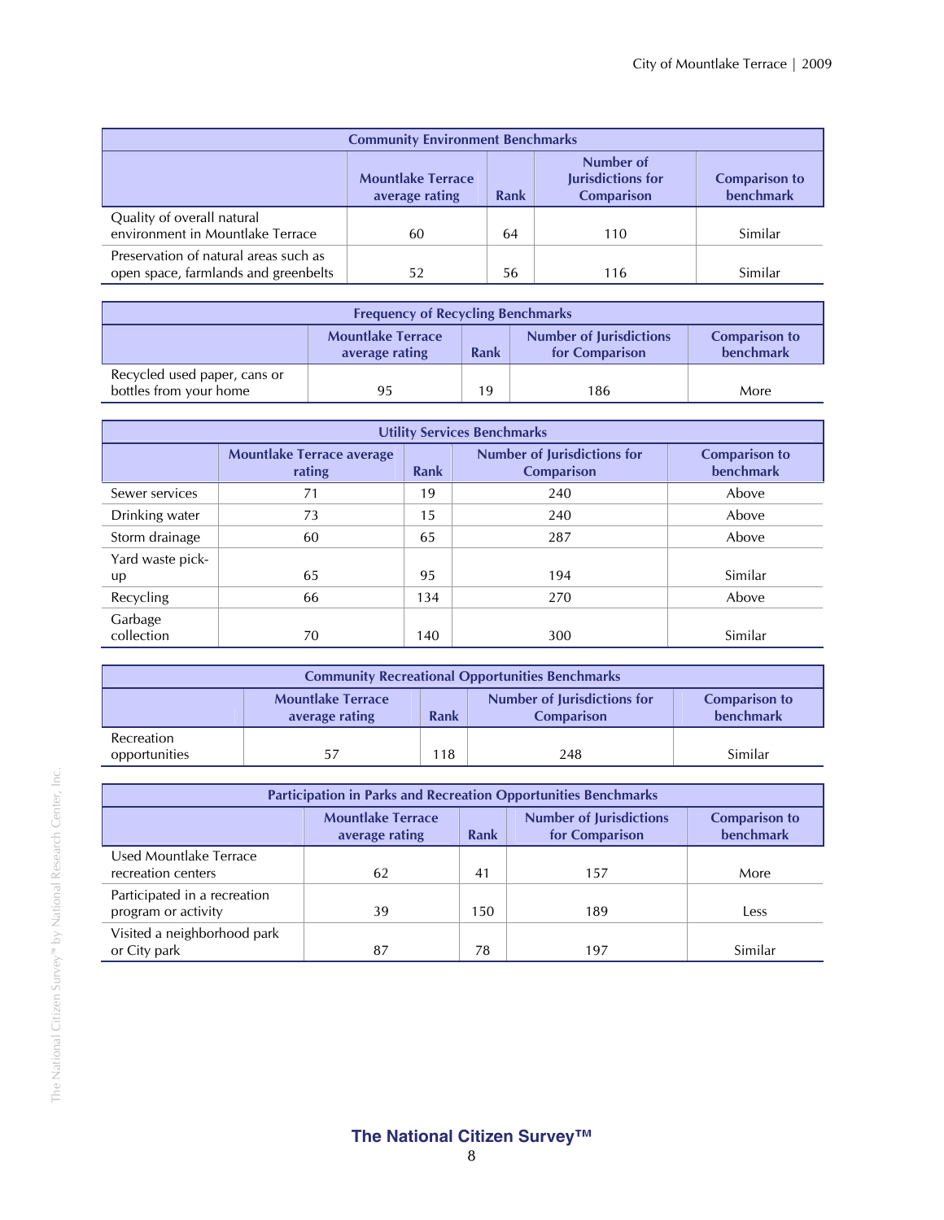| Community Environment Benchmarks | | | | |
|---|---|---|---|---|
| | Mountlake Terrace average rating | Rank | Number of Jurisdictions for Comparison | Comparison to benchmark |
| Quality of overall natural environment in Mountlake Terrace | 60 | 64 | 110 | Similar |
| Preservation of natural areas such as open space, farmlands and greenbelts | 52 | 56 | 116 | Similar |

| Frequency of Recycling Benchmarks | | | | |
|---|---|---|---|---|
| | Mountlake Terrace average rating | Rank | Number of Jurisdictions for Comparison | Comparison to benchmark |
| Recycled used paper, cans or bottles from your home | 95 | 19 | 186 | More |

| Utility Services Benchmarks | | | | |
|---|---|---|---|---|
| | Mountlake Terrace average rating | Rank | Number of Jurisdictions for Comparison | Comparison to benchmark |
| Sewer services | 71 | 19 | 240 | Above |
| Drinking water | 73 | 15 | 240 | Above |
| Storm drainage | 60 | 65 | 287 | Above |
| Yard waste pick-up | 65 | 95 | 194 | Similar |
| Recycling | 66 | 134 | 270 | Above |
| Garbage collection | 70 | 140 | 300 | Similar |

| Community Recreational Opportunities Benchmarks | | | | |
|---|---|---|---|---|
| | Mountlake Terrace average rating | Rank | Number of Jurisdictions for Comparison | Comparison to benchmark |
| Recreation opportunities | 57 | 118 | 248 | Similar |

| Participation in Parks and Recreation Opportunities Benchmarks | | | | |
|---|---|---|---|---|
| | Mountlake Terrace average rating | Rank | Number of Jurisdictions for Comparison | Comparison to benchmark |
| Used Mountlake Terrace recreation centers | 62 | 41 | 157 | More |
| Participated in a recreation program or activity | 39 | 150 | 189 | Less |
| Visited a neighborhood park or City park | 87 | 78 | 197 | Similar |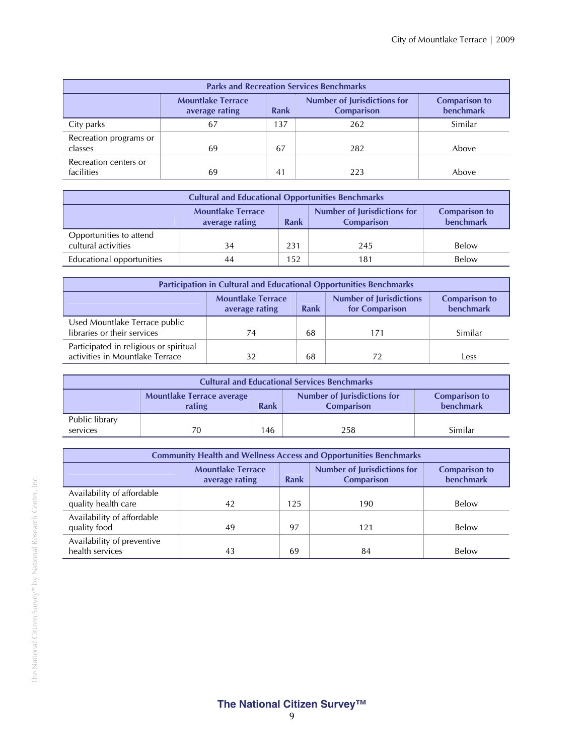| Parks and Recreation Services Benchmarks | | | | |
|---|---|---|---|---|
| | Mountlake Terrace average rating | Rank | Number of Jurisdictions for Comparison | Comparison to benchmark |
| City parks | 67 | 137 | 262 | Similar |
| Recreation programs or classes | 69 | 67 | 282 | Above |
| Recreation centers or facilities | 69 | 41 | 223 | Above |

| Cultural and Educational Opportunities Benchmarks | | | | |
|---|---|---|---|---|
| | Mountlake Terrace average rating | Rank | Number of Jurisdictions for Comparison | Comparison to benchmark |
| Opportunities to attend cultural activities | 34 | 231 | 245 | Below |
| Educational opportunities | 44 | 152 | 181 | Below |

| Participation in Cultural and Educational Opportunities Benchmarks | | | | |
|---|---|---|---|---|
| | Mountlake Terrace average rating | Rank | Number of Jurisdictions for Comparison | Comparison to benchmark |
| Used Mountlake Terrace public libraries or their services | 74 | 68 | 171 | Similar |
| Participated in religious or spiritual activities in Mountlake Terrace | 32 | 68 | 72 | Less |

| Cultural and Educational Services Benchmarks | | | | |
|---|---|---|---|---|
| | Mountlake Terrace average rating | Rank | Number of Jurisdictions for Comparison | Comparison to benchmark |
| Public library services | 70 | 146 | 258 | Similar |

| Community Health and Wellness Access and Opportunities Benchmarks | | | | |
|---|---|---|---|---|
| | Mountlake Terrace average rating | Rank | Number of Jurisdictions for Comparison | Comparison to benchmark |
| Availability of affordable quality health care | 42 | 125 | 190 | Below |
| Availability of affordable quality food | 49 | 97 | 121 | Below |
| Availability of preventive health services | 43 | 69 | 84 | Below |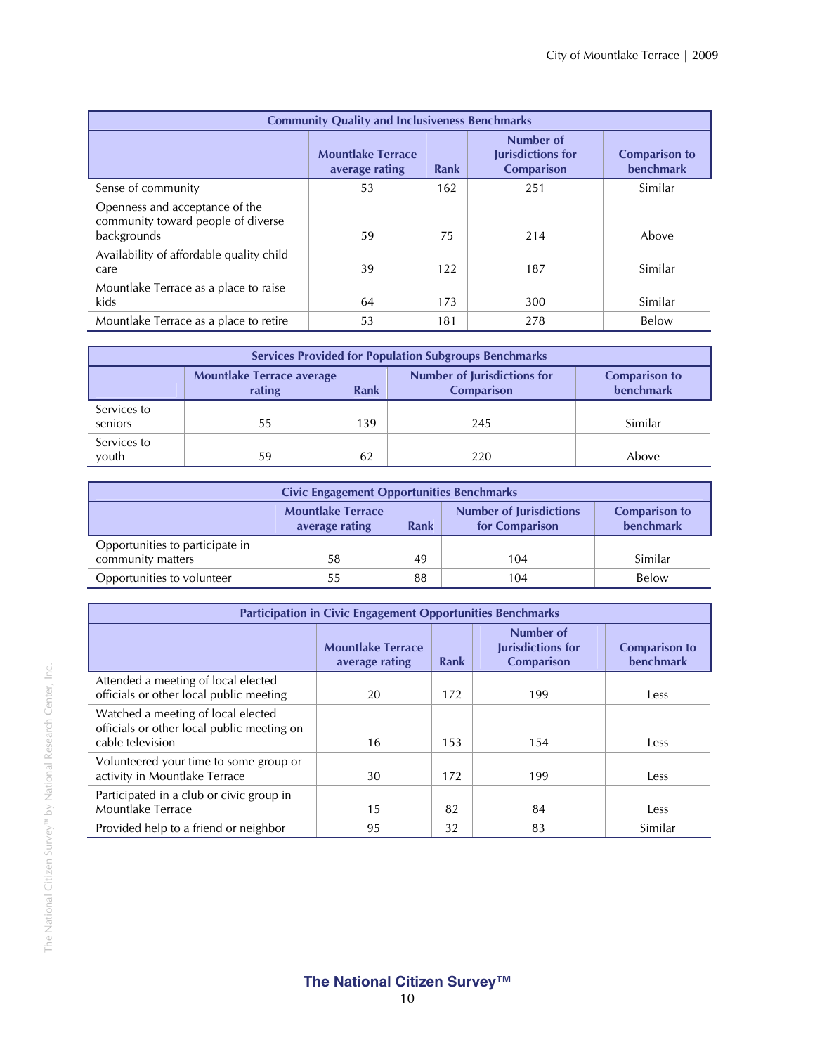| Community Quality and Inclusiveness Benchmarks | | | | |
|---|---|---|---|---|
| | Mountlake Terrace average rating | Rank | Number of Jurisdictions for Comparison | Comparison to benchmark |
| Sense of community | 53 | 162 | 251 | Similar |
| Openness and acceptance of the community toward people of diverse backgrounds | 59 | 75 | 214 | Above |
| Availability of affordable quality child care | 39 | 122 | 187 | Similar |
| Mountlake Terrace as a place to raise kids | 64 | 173 | 300 | Similar |
| Mountlake Terrace as a place to retire | 53 | 181 | 278 | Below |

| Services Provided for Population Subgroups Benchmarks | | | | |
|---|---|---|---|---|
| | Mountlake Terrace average rating | Rank | Number of Jurisdictions for Comparison | Comparison to benchmark |
| Services to seniors | 55 | 139 | 245 | Similar |
| Services to youth | 59 | 62 | 220 | Above |

| Civic Engagement Opportunities Benchmarks | | | | |
|---|---|---|---|---|
| | Mountlake Terrace average rating | Rank | Number of Jurisdictions for Comparison | Comparison to benchmark |
| Opportunities to participate in community matters | 58 | 49 | 104 | Similar |
| Opportunities to volunteer | 55 | 88 | 104 | Below |

| Participation in Civic Engagement Opportunities Benchmarks | | | | |
|---|---|---|---|---|
| | Mountlake Terrace average rating | Rank | Number of Jurisdictions for Comparison | Comparison to benchmark |
| Attended a meeting of local elected officials or other local public meeting | 20 | 172 | 199 | Less |
| Watched a meeting of local elected officials or other local public meeting on cable television | 16 | 153 | 154 | Less |
| Volunteered your time to some group or activity in Mountlake Terrace | 30 | 172 | 199 | Less |
| Participated in a club or civic group in Mountlake Terrace | 15 | 82 | 84 | Less |
| Provided help to a friend or neighbor | 95 | 32 | 83 | Similar |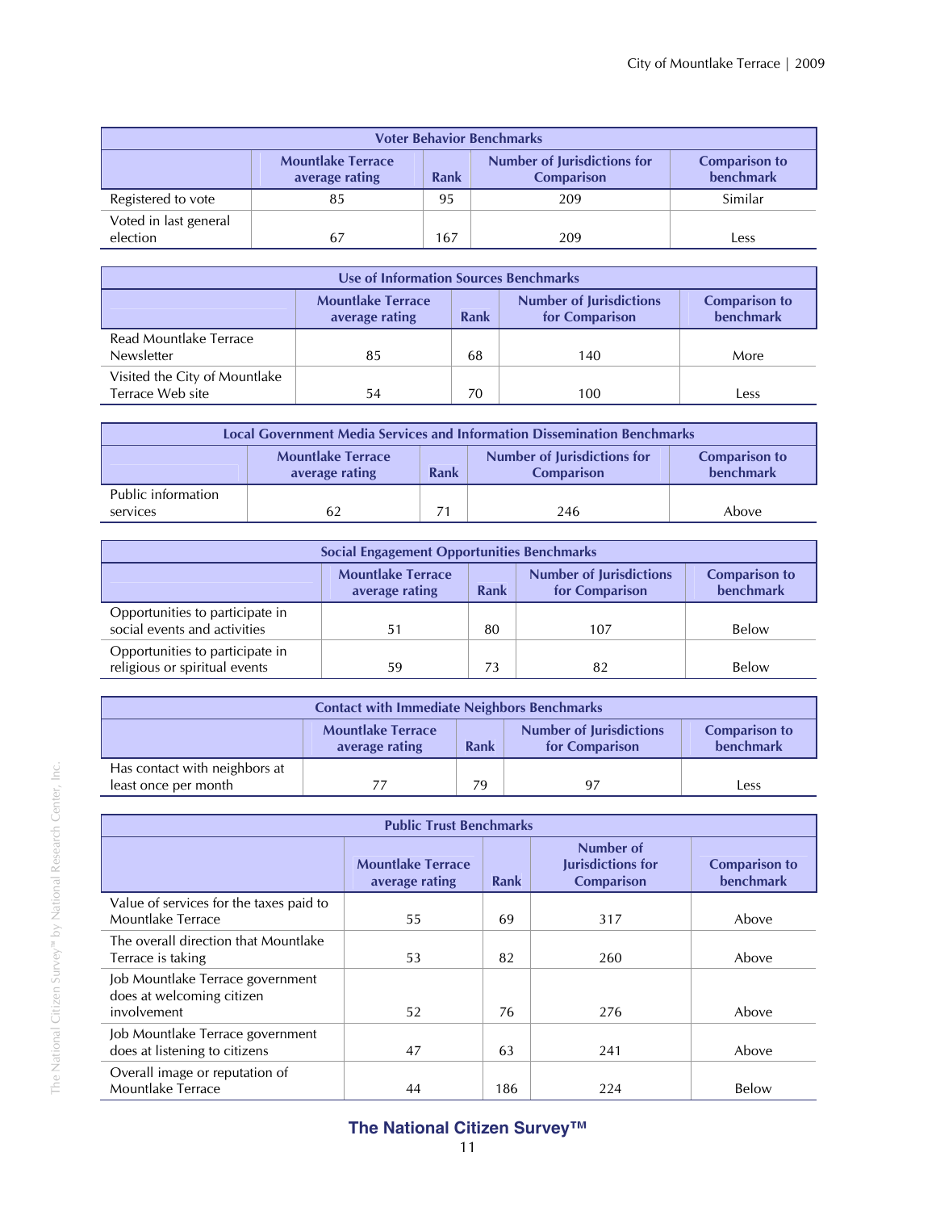| Voter Behavior Benchmarks | | | | |
|---|---|---|---|---|
| | Mountlake Terrace average rating | Rank | Number of Jurisdictions for Comparison | Comparison to benchmark |
| Registered to vote | 85 | 95 | 209 | Similar |
| Voted in last general election | 67 | 167 | 209 | Less |

| Use of Information Sources Benchmarks | | | | |
|---|---|---|---|---|
| | Mountlake Terrace average rating | Rank | Number of Jurisdictions for Comparison | Comparison to benchmark |
| Read Mountlake Terrace Newsletter | 85 | 68 | 140 | More |
| Visited the City of Mountlake Terrace Web site | 54 | 70 | 100 | Less |

| Local Government Media Services and Information Dissemination Benchmarks | | | | |
|---|---|---|---|---|
| | Mountlake Terrace average rating | Rank | Number of Jurisdictions for Comparison | Comparison to benchmark |
| Public information services | 62 | 71 | 246 | Above |

| Social Engagement Opportunities Benchmarks | | | | |
|---|---|---|---|---|
| | Mountlake Terrace average rating | Rank | Number of Jurisdictions for Comparison | Comparison to benchmark |
| Opportunities to participate in social events and activities | 51 | 80 | 107 | Below |
| Opportunities to participate in religious or spiritual events | 59 | 73 | 82 | Below |

| Contact with Immediate Neighbors Benchmarks | | | | |
|---|---|---|---|---|
| | Mountlake Terrace average rating | Rank | Number of Jurisdictions for Comparison | Comparison to benchmark |
| Has contact with neighbors at least once per month | 77 | 79 | 97 | Less |

| Public Trust Benchmarks | | | | |
|---|---|---|---|---|
| | Mountlake Terrace average rating | Rank | Number of Jurisdictions for Comparison | Comparison to benchmark |
| Value of services for the taxes paid to Mountlake Terrace | 55 | 69 | 317 | Above |
| The overall direction that Mountlake Terrace is taking | 53 | 82 | 260 | Above |
| Job Mountlake Terrace government does at welcoming citizen involvement | 52 | 76 | 276 | Above |
| Job Mountlake Terrace government does at listening to citizens | 47 | 63 | 241 | Above |
| Overall image or reputation of Mountlake Terrace | 44 | 186 | 224 | Below |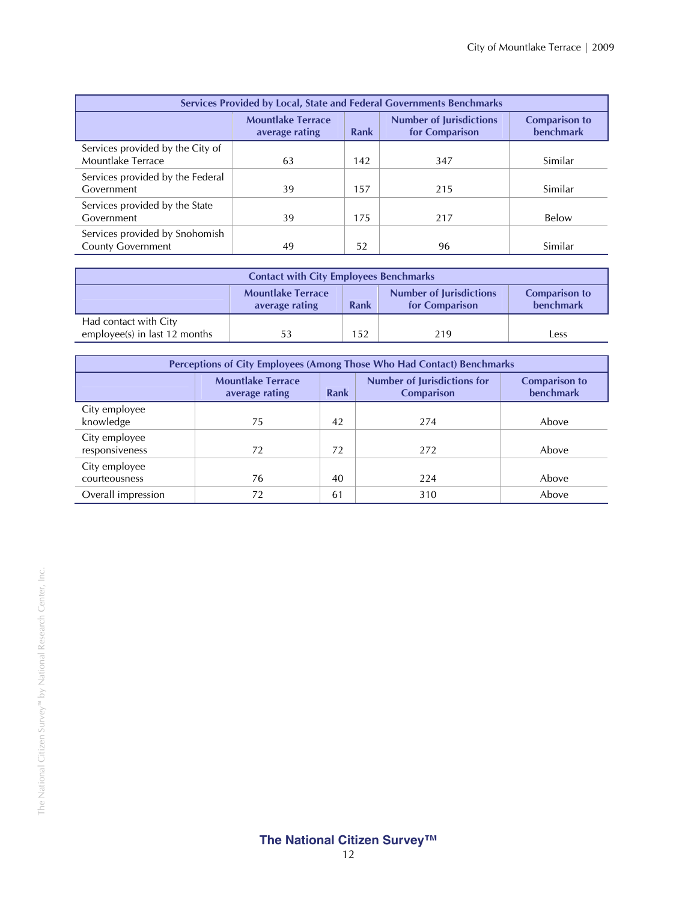| Services Provided by Local, State and Federal Governments Benchmarks | | | | |
|---|---|---|---|---|
| | Mountlake Terrace average rating | Rank | Number of Jurisdictions for Comparison | Comparison to benchmark |
| Services provided by the City of Mountlake Terrace | 63 | 142 | 347 | Similar |
| Services provided by the Federal Government | 39 | 157 | 215 | Similar |
| Services provided by the State Government | 39 | 175 | 217 | Below |
| Services provided by Snohomish County Government | 49 | 52 | 96 | Similar |

| Contact with City Employees Benchmarks | | | | |
|---|---|---|---|---|
| | Mountlake Terrace average rating | Rank | Number of Jurisdictions for Comparison | Comparison to benchmark |
| Had contact with City employee(s) in last 12 months | 53 | 152 | 219 | Less |

| Perceptions of City Employees (Among Those Who Had Contact) Benchmarks | | | | |
|---|---|---|---|---|
| | Mountlake Terrace average rating | Rank | Number of Jurisdictions for Comparison | Comparison to benchmark |
| City employee knowledge | 75 | 42 | 274 | Above |
| City employee responsiveness | 72 | 72 | 272 | Above |
| City employee courteousness | 76 | 40 | 224 | Above |
| Overall impression | 72 | 61 | 310 | Above |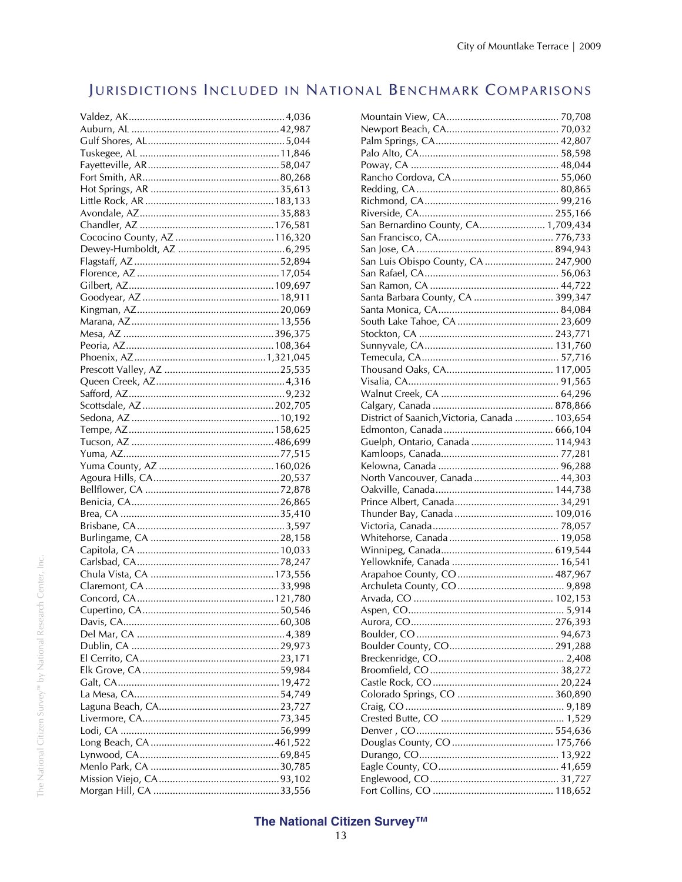## Jurisdictions Included in National Benchmark Comparisons

Valdez, AK........................................................4,036
Auburn, AL ......................................................42,987
Gulf Shores, AL..................................................5,044
Tuskegee, AL ...................................................11,846
Fayetteville, AR................................................58,047
Fort Smith, AR..................................................80,268
Hot Springs, AR ...............................................35,613
Little Rock, AR ...............................................183,133
Avondale, AZ....................................................35,883
Chandler, AZ .................................................176,581
Cococino County, AZ ....................................116,320
Dewey-Humboldt, AZ .......................................6,295
Flagstaff, AZ ....................................................52,894
Florence, AZ ....................................................17,054
Gilbert, AZ.....................................................109,697
Goodyear, AZ ..................................................18,911
Kingman, AZ....................................................20,069
Marana, AZ......................................................13,556
Mesa, AZ .......................................................396,375
Peoria, AZ.....................................................108,364
Phoenix, AZ................................................1,321,045
Prescott Valley, AZ ..........................................25,535
Queen Creek, AZ...............................................4,316
Safford, AZ.........................................................9,232
Scottsdale, AZ ................................................202,705
Sedona, AZ ......................................................10,192
Tempe, AZ.....................................................158,625
Tucson, AZ ....................................................486,699
Yuma, AZ.........................................................77,515
Yuma County, AZ ..........................................160,026
Agoura Hills, CA.............................................20,537
Bellflower, CA .................................................72,878
Benicia, CA......................................................26,865
Brea, CA ..........................................................35,410
Brisbane, CA......................................................3,597
Burlingame, CA ...............................................28,158
Capitola, CA ....................................................10,033
Carlsbad, CA....................................................78,247
Chula Vista, CA .............................................173,556
Claremont, CA ................................................33,998
Concord, CA..................................................121,780
Cupertino, CA..................................................50,546
Davis, CA.........................................................60,308
Del Mar, CA ......................................................4,389
Dublin, CA ......................................................29,973
El Cerrito, CA...................................................23,171
Elk Grove, CA..................................................59,984
Galt, CA...........................................................19,472
La Mesa, CA.....................................................54,749
Laguna Beach, CA...........................................23,727
Livermore, CA..................................................73,345
Lodi, CA ..........................................................56,999
Long Beach, CA .............................................461,522
Lynwood, CA...................................................69,845
Menlo Park, CA ...............................................30,785
Mission Viejo, CA............................................93,102
Morgan Hill, CA ..............................................33,556
Mountain View, CA......................................... 70,708
Newport Beach, CA......................................... 70,032
Palm Springs, CA............................................. 42,807
Palo Alto, CA................................................... 58,598
Poway, CA ...................................................... 48,044
Rancho Cordova, CA....................................... 55,060
Redding, CA.................................................... 80,865
Richmond, CA................................................. 99,216
Riverside, CA................................................ 255,166
San Bernardino County, CA........................ 1,709,434
San Francisco, CA.......................................... 776,733
San Jose, CA ................................................. 894,943
San Luis Obispo County, CA ......................... 247,900
San Rafael, CA................................................ 56,063
San Ramon, CA ............................................... 44,722
Santa Barbara County, CA ............................. 399,347
Santa Monica, CA............................................ 84,084
South Lake Tahoe, CA ..................................... 23,609
Stockton, CA ................................................. 243,771
Sunnyvale, CA ............................................... 131,760
Temecula, CA.................................................. 57,716
Thousand Oaks, CA....................................... 117,005
Visalia, CA....................................................... 91,565
Walnut Creek, CA ........................................... 64,296
Calgary, Canada ............................................ 878,866
District of Saanich,Victoria, Canada .............. 103,654
Edmonton, Canada ........................................ 666,104
Guelph, Ontario, Canada .............................. 114,943
Kamloops, Canada........................................... 77,281
Kelowna, Canada ............................................ 96,288
North Vancouver, Canada ............................... 44,303
Oakville, Canada........................................... 144,738
Prince Albert, Canada...................................... 34,291
Thunder Bay, Canada .................................... 109,016
Victoria, Canada ............................................. 78,057
Whitehorse, Canada ........................................ 19,058
Winnipeg, Canada......................................... 619,544
Yellowknife, Canada ....................................... 16,541
Arapahoe County, CO ................................... 487,967
Archuleta County, CO ....................................... 9,898
Arvada, CO ................................................... 102,153
Aspen, CO......................................................... 5,914
Aurora, CO.................................................... 276,393
Boulder, CO .................................................... 94,673
Boulder County, CO...................................... 291,288
Breckenridge, CO.............................................. 2,408
Broomfield, CO ............................................... 38,272
Castle Rock, CO .............................................. 20,224
Colorado Springs, CO ................................... 360,890
Craig, CO .......................................................... 9,189
Crested Butte, CO ............................................. 1,529
Denver , CO................................................... 554,636
Douglas County, CO ..................................... 175,766
Durango, CO................................................... 13,922
Eagle County, CO............................................ 41,659
Englewood, CO............................................... 31,727
Fort Collins, CO ............................................ 118,652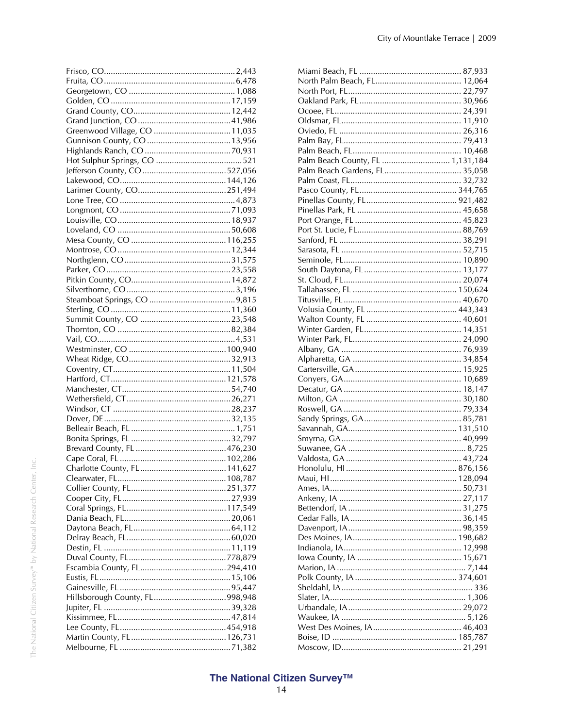Frisco, CO......................................................... 2,443
Fruita, CO......................................................... 6,478
Georgetown, CO ............................................. 1,088
Golden, CO ..................................................... 17,159
Grand County, CO........................................... 12,442
Grand Junction, CO ......................................... 41,986
Greenwood Village, CO .................................. 11,035
Gunnison County, CO ..................................... 13,956
Highlands Ranch, CO ...................................... 70,931
Hot Sulphur Springs, CO ...................................... 521
Jefferson County, CO ..................................... 527,056
Lakewood, CO................................................ 144,126
Larimer County, CO....................................... 251,494
Lone Tree, CO .................................................. 4,873
Longmont, CO ................................................ 71,093
Louisville, CO.................................................. 18,937
Loveland, CO .................................................. 50,608
Mesa County, CO .......................................... 116,255
Montrose, CO .................................................. 12,344
Northglenn, CO ............................................... 31,575
Parker, CO ....................................................... 23,558
Pitkin County, CO............................................ 14,872
Silverthorne, CO ................................................ 3,196
Steamboat Springs, CO ..................................... 9,815
Sterling, CO ..................................................... 11,360
Summit County, CO ........................................ 23,548
Thornton, CO .................................................. 82,384
Vail, CO............................................................. 4,531
Westminster, CO ........................................... 100,940
Wheat Ridge, CO............................................. 32,913
Coventry, CT.................................................... 11,504
Hartford, CT................................................... 121,578
Manchester, CT................................................ 54,740
Wethersfield, CT .............................................. 26,271
Windsor, CT .................................................... 28,237
Dover, DE ........................................................ 32,135
Belleair Beach, FL ............................................. 1,751
Bonita Springs, FL ............................................ 32,797
Brevard County, FL ........................................ 476,230
Cape Coral, FL ............................................... 102,286
Charlotte County, FL ...................................... 141,627
Clearwater, FL................................................ 108,787
Collier County, FL.......................................... 251,377
Cooper City, FL................................................ 27,939
Coral Springs, FL............................................ 117,549
Dania Beach, FL............................................... 20,061
Daytona Beach, FL........................................... 64,112
Delray Beach, FL.............................................. 60,020
Destin, FL ........................................................ 11,119
Duval County, FL............................................ 778,879
Escambia County, FL...................................... 294,410
Eustis, FL ......................................................... 15,106
Gainesville, FL ................................................. 95,447
Hillsborough County, FL ................................ 998,948
Jupiter, FL ....................................................... 39,328
Kissimmee, FL.................................................. 47,814
Lee County, FL ............................................... 454,918
Martin County, FL .......................................... 126,731
Melbourne, FL ................................................. 71,382
Miami Beach, FL ............................................. 87,933
North Palm Beach, FL...................................... 12,064
North Port, FL.................................................. 22,797
Oakland Park, FL ............................................. 30,966
Ocoee, FL......................................................... 24,391
Oldsmar, FL..................................................... 11,910
Oviedo, FL ...................................................... 26,316
Palm Bay, FL.................................................... 79,413
Palm Beach, FL................................................ 10,468
Palm Beach County, FL .............................. 1,131,184
Palm Beach Gardens, FL.................................. 35,058
Palm Coast, FL................................................. 32,732
Pasco County, FL........................................... 344,765
Pinellas County, FL........................................ 921,482
Pinellas Park, FL ............................................. 45,658
Port Orange, FL ............................................... 45,823
Port St. Lucie, FL............................................. 88,769
Sanford, FL ...................................................... 38,291
Sarasota, FL ..................................................... 52,715
Seminole, FL.................................................... 10,890
South Daytona, FL ........................................... 13,177
St. Cloud, FL.................................................... 20,074
Tallahassee, FL .............................................. 150,624
Titusville, FL .................................................... 40,670
Volusia County, FL ........................................ 443,343
Walton County, FL .......................................... 40,601
Winter Garden, FL........................................... 14,351
Winter Park, FL................................................ 24,090
Albany, GA ..................................................... 76,939
Alpharetta, GA ................................................ 34,854
Cartersville, GA ............................................... 15,925
Conyers, GA.................................................... 10,689
Decatur, GA .................................................... 18,147
Milton, GA ...................................................... 30,180
Roswell, GA .................................................... 79,334
Sandy Springs, GA........................................... 85,781
Savannah, GA................................................ 131,510
Smyrna, GA..................................................... 40,999
Suwanee, GA .................................................... 8,725
Valdosta, GA ................................................... 43,724
Honolulu, HI ................................................. 876,156
Maui, HI ........................................................ 128,094
Ames, IA.......................................................... 50,731
Ankeny, IA ...................................................... 27,117
Bettendorf, IA ................................................. 31,275
Cedar Falls, IA ................................................ 36,145
Davenport, IA.................................................. 98,359
Des Moines, IA.............................................. 198,682
Indianola, IA.................................................... 12,998
Iowa County, IA .............................................. 15,671
Marion, IA ......................................................... 7,144
Polk County, IA ............................................. 374,601
Sheldahl, IA .......................................................... 336
Slater, IA............................................................ 1,306
Urbandale, IA .................................................. 29,072
Waukee, IA ....................................................... 5,126
West Des Moines, IA....................................... 46,403
Boise, ID ....................................................... 185,787
Moscow, ID..................................................... 21,291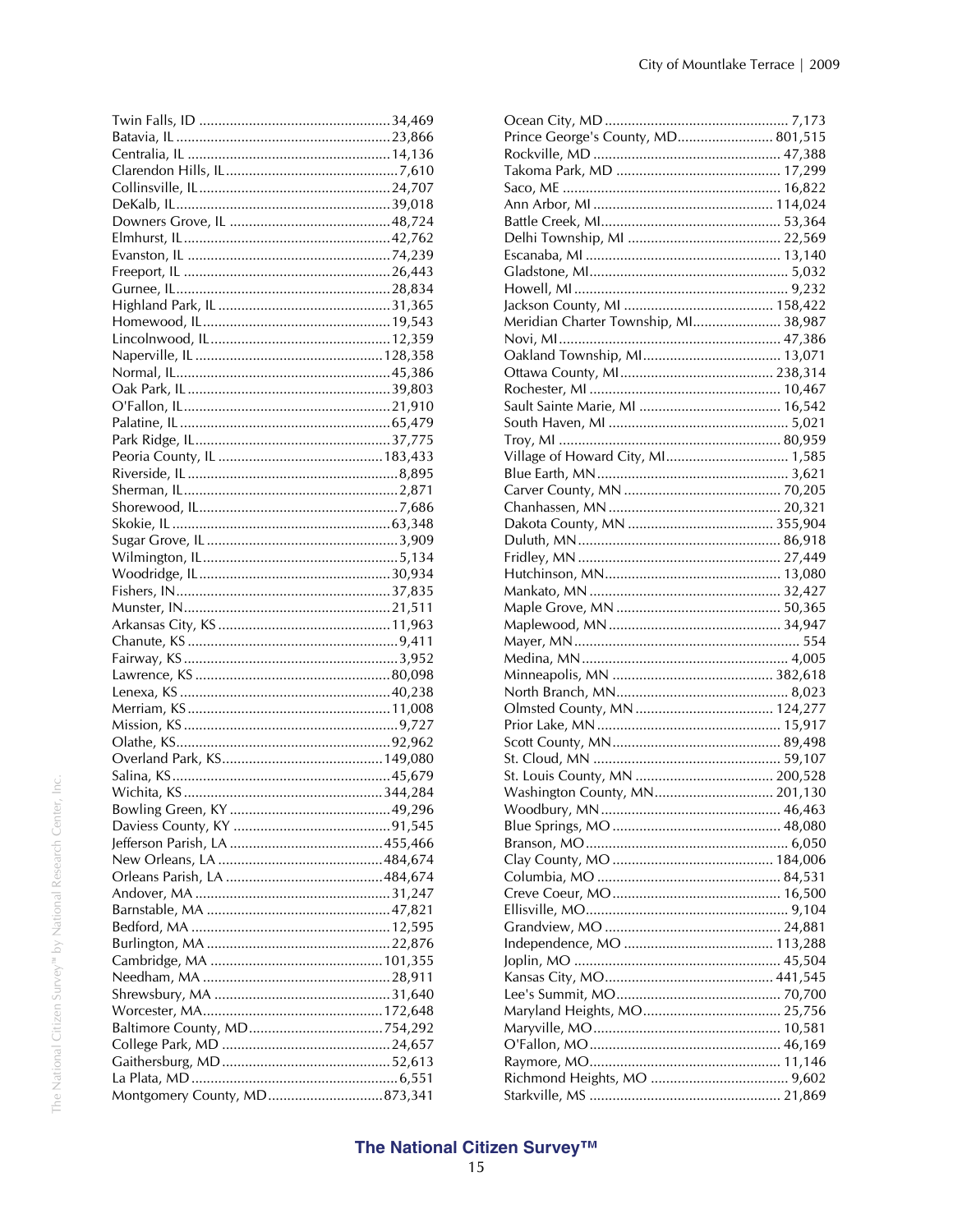Twin Falls, ID .................................................. 34,469
Batavia, IL ........................................................ 23,866
Centralia, IL ...................................................... 14,136
Clarendon Hills, IL .............................................. 7,610
Collinsville, IL .................................................. 24,707
DeKalb, IL ......................................................... 39,018
Downers Grove, IL .............................................. 48,724
Elmhurst, IL ....................................................... 42,762
Evanston, IL ....................................................... 74,239
Freeport, IL ........................................................ 26,443
Gurnee, IL ......................................................... 28,834
Highland Park, IL ................................................ 31,365
Homewood, IL .................................................... 19,543
Lincolnwood, IL ................................................. 12,359
Naperville, IL .................................................... 128,358
Normal, IL .......................................................... 45,386
Oak Park, IL ....................................................... 39,803
O'Fallon, IL ........................................................ 21,910
Palatine, IL ......................................................... 65,479
Park Ridge, IL ..................................................... 37,775
Peoria County, IL .............................................. 183,433
Riverside, IL ........................................................ 8,895
Sherman, IL .......................................................... 2,871
Shorewood, IL ...................................................... 7,686
Skokie, IL ............................................................ 63,348
Sugar Grove, IL ..................................................... 3,909
Wilmington, IL ...................................................... 5,134
Woodridge, IL ..................................................... 30,934
Fishers, IN .......................................................... 37,835
Munster, IN ......................................................... 21,511
Arkansas City, KS ............................................... 11,963
Chanute, KS .......................................................... 9,411
Fairway, KS .......................................................... 3,952
Lawrence, KS ...................................................... 80,098
Lenexa, KS ......................................................... 40,238
Merriam, KS ....................................................... 11,008
Mission, KS .......................................................... 9,727
Olathe, KS .......................................................... 92,962
Overland Park, KS ............................................. 149,080
Salina, KS ........................................................... 45,679
Wichita, KS ....................................................... 344,284
Bowling Green, KY ............................................. 49,296
Daviess County, KY ............................................ 91,545
Jefferson Parish, LA .......................................... 455,466
New Orleans, LA ............................................... 484,674
Orleans Parish, LA ............................................ 484,674
Andover, MA ...................................................... 31,247
Barnstable, MA ................................................... 47,821
Bedford, MA ....................................................... 12,595
Burlington, MA ................................................... 22,876
Cambridge, MA ................................................. 101,355
Needham, MA .................................................... 28,911
Shrewsbury, MA ................................................. 31,640
Worcester, MA .................................................. 172,648
Baltimore County, MD ....................................... 754,292
College Park, MD ............................................... 24,657
Gaithersburg, MD ............................................... 52,613
La Plata, MD ......................................................... 6,551
Montgomery County, MD ................................... 873,341
Ocean City, MD ..................................................... 7,173
Prince George's County, MD ............................. 801,515
Rockville, MD ...................................................... 47,388
Takoma Park, MD ................................................ 17,299
Saco, ME ............................................................. 16,822
Ann Arbor, MI ................................................... 114,024
Battle Creek, MI ................................................... 53,364
Delhi Township, MI ............................................. 22,569
Escanaba, MI ....................................................... 13,140
Gladstone, MI ........................................................ 5,032
Howell, MI ............................................................ 9,232
Jackson County, MI ........................................... 158,422
Meridian Charter Township, MI ........................... 38,987
Novi, MI .............................................................. 47,386
Oakland Township, MI ........................................ 13,071
Ottawa County, MI ............................................ 238,314
Rochester, MI ...................................................... 10,467
Sault Sainte Marie, MI ......................................... 16,542
South Haven, MI .................................................... 5,021
Troy, MI .............................................................. 80,959
Village of Howard City, MI ..................................... 1,585
Blue Earth, MN ...................................................... 3,621
Carver County, MN ............................................. 70,205
Chanhassen, MN ................................................. 20,321
Dakota County, MN .......................................... 355,904
Duluth, MN ......................................................... 86,918
Fridley, MN ......................................................... 27,449
Hutchinson, MN .................................................. 13,080
Mankato, MN ...................................................... 32,427
Maple Grove, MN ............................................... 50,365
Maplewood, MN ................................................. 34,947
Mayer, MN .............................................................. 554
Medina, MN .......................................................... 4,005
Minneapolis, MN .............................................. 382,618
North Branch, MN ................................................. 8,023
Olmsted County, MN ......................................... 124,277
Prior Lake, MN .................................................... 15,917
Scott County, MN ................................................ 89,498
St. Cloud, MN ...................................................... 59,107
St. Louis County, MN ........................................ 200,528
Washington County, MN .................................... 201,130
Woodbury, MN .................................................... 46,463
Blue Springs, MO ................................................ 48,080
Branson, MO ......................................................... 6,050
Clay County, MO .............................................. 184,006
Columbia, MO ..................................................... 84,531
Creve Coeur, MO ................................................ 16,500
Ellisville, MO ......................................................... 9,104
Grandview, MO ................................................... 24,881
Independence, MO ........................................... 113,288
Joplin, MO .......................................................... 45,504
Kansas City, MO ................................................ 441,545
Lee's Summit, MO ............................................... 70,700
Maryland Heights, MO ........................................ 25,756
Maryville, MO ...................................................... 10,581
O'Fallon, MO ....................................................... 46,169
Raymore, MO ...................................................... 11,146
Richmond Heights, MO ......................................... 9,602
Starkville, MS ...................................................... 21,869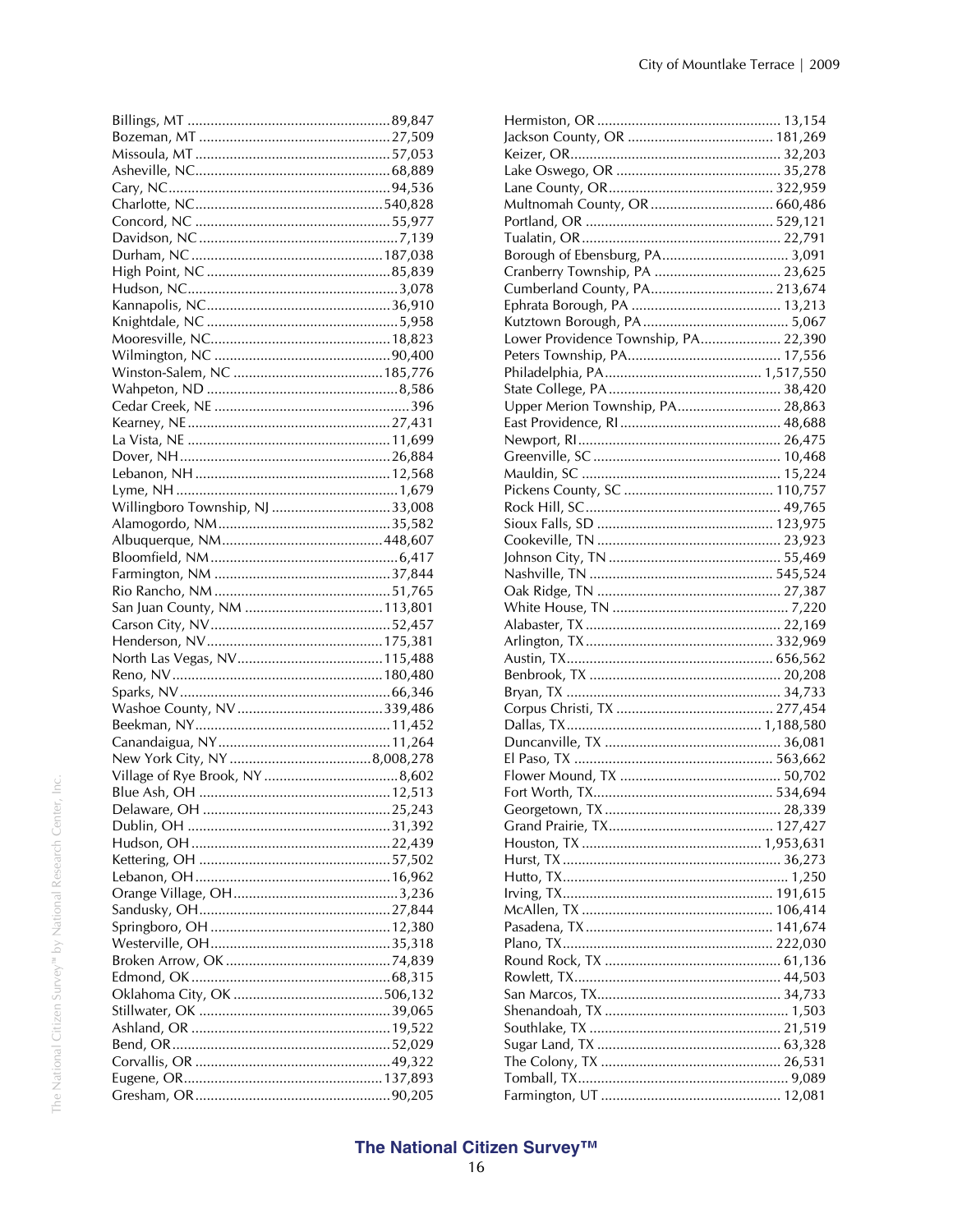Billings, MT ....................................................89,847
Bozeman, MT ..................................................27,509
Missoula, MT ...................................................57,053
Asheville, NC...................................................68,889
Cary, NC...........................................................94,536
Charlotte, NC.................................................540,828
Concord, NC ....................................................55,977
Davidson, NC .....................................................7,139
Durham, NC ..................................................187,038
High Point, NC .................................................85,839
Hudson, NC........................................................3,078
Kannapolis, NC.................................................36,910
Knightdale, NC ..................................................5,958
Mooresville, NC................................................18,823
Wilmington, NC ..............................................90,400
Winston-Salem, NC .......................................185,776
Wahpeton, ND ..................................................8,586
Cedar Creek, NE ...................................................396
Kearney, NE.....................................................27,431
La Vista, NE .....................................................11,699
Dover, NH........................................................26,884
Lebanon, NH ...................................................12,568
Lyme, NH ...........................................................1,679
Willingboro Township, NJ ...............................33,008
Alamogordo, NM.............................................35,582
Albuquerque, NM..........................................448,607
Bloomfield, NM.................................................6,417
Farmington, NM ..............................................37,844
Rio Rancho, NM ..............................................51,765
San Juan County, NM ....................................113,801
Carson City, NV...............................................52,457
Henderson, NV..............................................175,381
North Las Vegas, NV......................................115,488
Reno, NV.......................................................180,480
Sparks, NV.......................................................66,346
Washoe County, NV ......................................339,486
Beekman, NY...................................................11,452
Canandaigua, NY.............................................11,264
New York City, NY .....................................8,008,278
Village of Rye Brook, NY ...................................8,602
Blue Ash, OH ..................................................12,513
Delaware, OH .................................................25,243
Dublin, OH .....................................................31,392
Hudson, OH ....................................................22,439
Kettering, OH ..................................................57,502
Lebanon, OH ...................................................16,962
Orange Village, OH...........................................3,236
Sandusky, OH..................................................27,844
Springboro, OH ...............................................12,380
Westerville, OH................................................35,318
Broken Arrow, OK ...........................................74,839
Edmond, OK....................................................68,315
Oklahoma City, OK .......................................506,132
Stillwater, OK ..................................................39,065
Ashland, OR ....................................................19,522
Bend, OR.........................................................52,029
Corvallis, OR ...................................................49,322
Eugene, OR....................................................137,893
Gresham, OR...................................................90,205
Hermiston, OR ................................................ 13,154
Jackson County, OR ...................................... 181,269
Keizer, OR....................................................... 32,203
Lake Oswego, OR ........................................... 35,278
Lane County, OR............................................ 322,959
Multnomah County, OR ................................ 660,486
Portland, OR ................................................. 529,121
Tualatin, OR.................................................... 22,791
Borough of Ebensburg, PA................................. 3,091
Cranberry Township, PA ................................. 23,625
Cumberland County, PA................................ 213,674
Ephrata Borough, PA ....................................... 13,213
Kutztown Borough, PA...................................... 5,067
Lower Providence Township, PA..................... 22,390
Peters Township, PA........................................ 17,556
Philadelphia, PA......................................... 1,517,550
State College, PA ............................................. 38,420
Upper Merion Township, PA........................... 28,863
East Providence, RI .......................................... 48,688
Newport, RI..................................................... 26,475
Greenville, SC ................................................. 10,468
Mauldin, SC .................................................... 15,224
Pickens County, SC ....................................... 110,757
Rock Hill, SC................................................... 49,765
Sioux Falls, SD .............................................. 123,975
Cookeville, TN ................................................ 23,923
Johnson City, TN ............................................. 55,469
Nashville, TN ................................................ 545,524
Oak Ridge, TN ................................................ 27,387
White House, TN .............................................. 7,220
Alabaster, TX ................................................... 22,169
Arlington, TX................................................. 332,969
Austin, TX...................................................... 656,562
Benbrook, TX .................................................. 20,208
Bryan, TX ........................................................ 34,733
Corpus Christi, TX ......................................... 277,454
Dallas, TX.................................................. 1,188,580
Duncanville, TX .............................................. 36,081
El Paso, TX .................................................... 563,662
Flower Mound, TX .......................................... 50,702
Fort Worth, TX............................................... 534,694
Georgetown, TX .............................................. 28,339
Grand Prairie, TX........................................... 127,427
Houston, TX ............................................... 1,953,631
Hurst, TX ......................................................... 36,273
Hutto, TX........................................................... 1,250
Irving, TX....................................................... 191,615
McAllen, TX .................................................. 106,414
Pasadena, TX................................................. 141,674
Plano, TX....................................................... 222,030
Round Rock, TX .............................................. 61,136
Rowlett, TX...................................................... 44,503
San Marcos, TX................................................ 34,733
Shenandoah, TX ................................................ 1,503
Southlake, TX .................................................. 21,519
Sugar Land, TX ................................................ 63,328
The Colony, TX ............................................... 26,531
Tomball, TX....................................................... 9,089
Farmington, UT ............................................... 12,081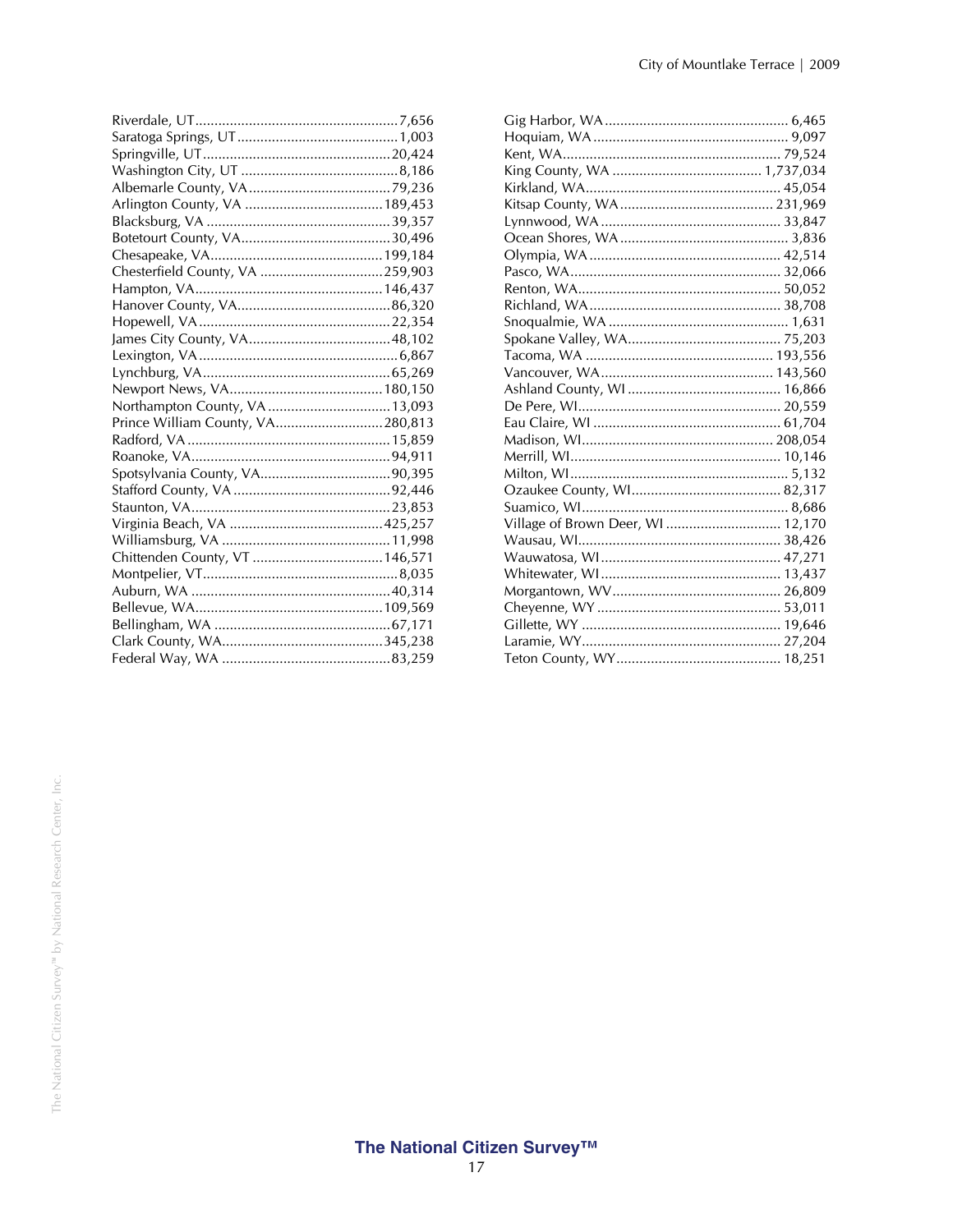Riverdale, UT.....................................................7,656
Saratoga Springs, UT..........................................1,003
Springville, UT.................................................20,424
Washington City, UT .........................................8,186
Albemarle County, VA.....................................79,236
Arlington County, VA ....................................189,453
Blacksburg, VA ................................................39,357
Botetourt County, VA.......................................30,496
Chesapeake, VA.............................................199,184
Chesterfield County, VA ................................259,903
Hampton, VA.................................................146,437
Hanover County, VA........................................86,320
Hopewell, VA..................................................22,354
James City County, VA.....................................48,102
Lexington, VA....................................................6,867
Lynchburg, VA.................................................65,269
Newport News, VA........................................180,150
Northampton County, VA................................13,093
Prince William County, VA............................280,813
Radford, VA.....................................................15,859
Roanoke, VA....................................................94,911
Spotsylvania County, VA..................................90,395
Stafford County, VA .........................................92,446
Staunton, VA....................................................23,853
Virginia Beach, VA ........................................425,257
Williamsburg, VA ............................................11,998
Chittenden County, VT ..................................146,571
Montpelier, VT..................................................8,035
Auburn, WA ....................................................40,314
Bellevue, WA.................................................109,569
Bellingham, WA ..............................................67,171
Clark County, WA..........................................345,238
Federal Way, WA ............................................83,259
Gig Harbor, WA ................................................ 6,465
Hoquiam, WA .................................................. 9,097
Kent, WA......................................................... 79,524
King County, WA ....................................... 1,737,034
Kirkland, WA................................................... 45,054
Kitsap County, WA........................................ 231,969
Lynnwood, WA ............................................... 33,847
Ocean Shores, WA ............................................ 3,836
Olympia, WA .................................................. 42,514
Pasco, WA....................................................... 32,066
Renton, WA..................................................... 50,052
Richland, WA.................................................. 38,708
Snoqualmie, WA ............................................... 1,631
Spokane Valley, WA........................................ 75,203
Tacoma, WA ................................................. 193,556
Vancouver, WA.............................................. 143,560
Ashland County, WI ........................................ 16,866
De Pere, WI..................................................... 20,559
Eau Claire, WI ................................................. 61,704
Madison, WI.................................................. 208,054
Merrill, WI....................................................... 10,146
Milton, WI ......................................................... 5,132
Ozaukee County, WI....................................... 82,317
Suamico, WI...................................................... 8,686
Village of Brown Deer, WI .............................. 12,170
Wausau, WI..................................................... 38,426
Wauwatosa, WI............................................... 47,271
Whitewater, WI ............................................... 13,437
Morgantown, WV............................................ 26,809
Cheyenne, WY ................................................ 53,011
Gillette, WY .................................................... 19,646
Laramie, WY.................................................... 27,204
Teton County, WY........................................... 18,251